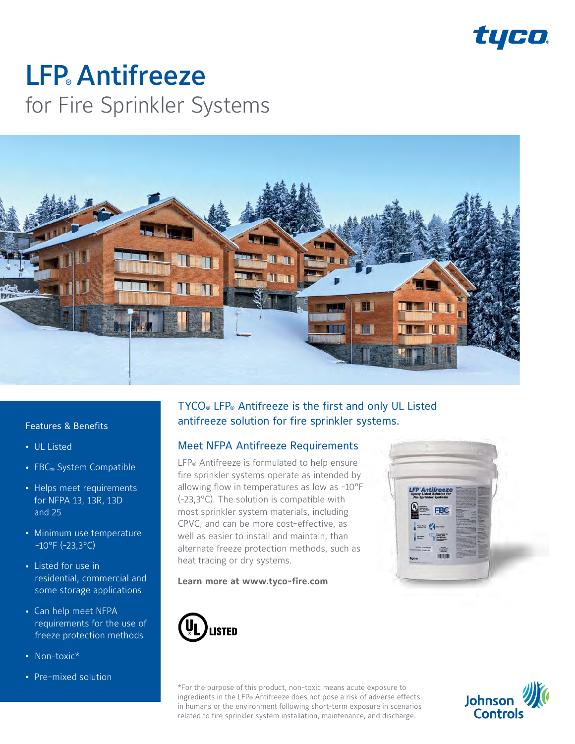# LFP® Antifreeze

## for Fire Sprinkler Systems

### Features & Benefits

- UL Listed
- FBC™ System Compatible
- Helps meet requirements for NFPA 13, 13R, 13D and 25
- Minimum use temperature -10°F (-23,3°C)
- Listed for use in residential, commercial and some storage applications
- Can help meet NFPA requirements for the use of freeze protection methods
- Non-toxic*
- Pre-mixed solution

TYCO® LFP® Antifreeze is the first and only UL Listed antifreeze solution for fire sprinkler systems.

### Meet NFPA Antifreeze Requirements

LFP® Antifreeze is formulated to help ensure fire sprinkler systems operate as intended by allowing flow in temperatures as low as -10°F (-23,3°C). The solution is compatible with most sprinkler system materials, including CPVC, and can be more cost-effective, as well as easier to install and maintain, than alternate freeze protection methods, such as heat tracing or dry systems.

**Learn more at www.tyco-fire.com**

UL LISTED

*For the purpose of this product, non-toxic means acute exposure to ingredients in the LFP® Antifreeze does not pose a risk of adverse effects in humans or the environment following short-term exposure in scenarios related to fire sprinkler system installation, maintenance, and discharge.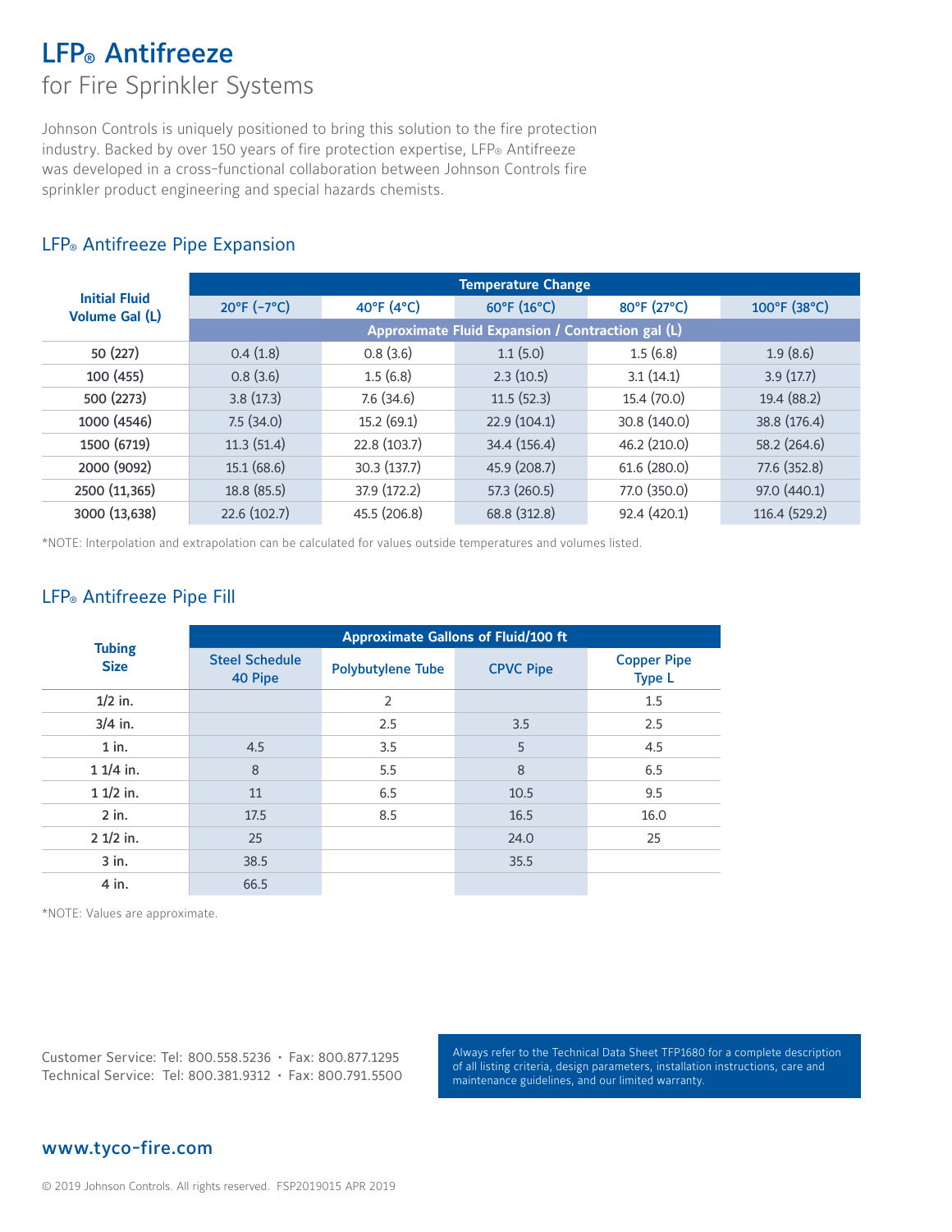# LFP® Antifreeze

## for Fire Sprinkler Systems

Johnson Controls is uniquely positioned to bring this solution to the fire protection industry. Backed by over 150 years of fire protection expertise, LFP® Antifreeze was developed in a cross-functional collaboration between Johnson Controls fire sprinkler product engineering and special hazards chemists.

### LFP® Antifreeze Pipe Expansion

| Initial Fluid Volume Gal (L) | Temperature Change | | | | |
|---|---|---|---|---|---|
| | 20°F (-7°C) | 40°F (4°C) | 60°F (16°C) | 80°F (27°C) | 100°F (38°C) |
| | Approximate Fluid Expansion / Contraction gal (L) | | | | |
| 50 (227) | 0.4 (1.8) | 0.8 (3.6) | 1.1 (5.0) | 1.5 (6.8) | 1.9 (8.6) |
| 100 (455) | 0.8 (3.6) | 1.5 (6.8) | 2.3 (10.5) | 3.1 (14.1) | 3.9 (17.7) |
| 500 (2273) | 3.8 (17.3) | 7.6 (34.6) | 11.5 (52.3) | 15.4 (70.0) | 19.4 (88.2) |
| 1000 (4546) | 7.5 (34.0) | 15.2 (69.1) | 22.9 (104.1) | 30.8 (140.0) | 38.8 (176.4) |
| 1500 (6719) | 11.3 (51.4) | 22.8 (103.7) | 34.4 (156.4) | 46.2 (210.0) | 58.2 (264.6) |
| 2000 (9092) | 15.1 (68.6) | 30.3 (137.7) | 45.9 (208.7) | 61.6 (280.0) | 77.6 (352.8) |
| 2500 (11,365) | 18.8 (85.5) | 37.9 (172.2) | 57.3 (260.5) | 77.0 (350.0) | 97.0 (440.1) |
| 3000 (13,638) | 22.6 (102.7) | 45.5 (206.8) | 68.8 (312.8) | 92.4 (420.1) | 116.4 (529.2) |

*NOTE: Interpolation and extrapolation can be calculated for values outside temperatures and volumes listed.

### LFP® Antifreeze Pipe Fill

| Tubing Size | Approximate Gallons of Fluid/100 ft | | | |
|---|---|---|---|---|
| | Steel Schedule 40 Pipe | Polybutylene Tube | CPVC Pipe | Copper Pipe Type L |
| 1/2 in. | | 2 | | 1.5 |
| 3/4 in. | | 2.5 | 3.5 | 2.5 |
| 1 in. | 4.5 | 3.5 | 5 | 4.5 |
| 1 1/4 in. | 8 | 5.5 | 8 | 6.5 |
| 1 1/2 in. | 11 | 6.5 | 10.5 | 9.5 |
| 2 in. | 17.5 | 8.5 | 16.5 | 16.0 |
| 2 1/2 in. | 25 | | 24.0 | 25 |
| 3 in. | 38.5 | | 35.5 | |
| 4 in. | 66.5 | | | |

*NOTE: Values are approximate.

Customer Service: Tel: 800.558.5236 • Fax: 800.877.1295
Technical Service: Tel: 800.381.9312 • Fax: 800.791.5500

Always refer to the Technical Data Sheet TFP1680 for a complete description of all listing criteria, design parameters, installation instructions, care and maintenance guidelines, and our limited warranty.

**www.tyco-fire.com**

© 2019 Johnson Controls. All rights reserved. FSP2019015 APR 2019